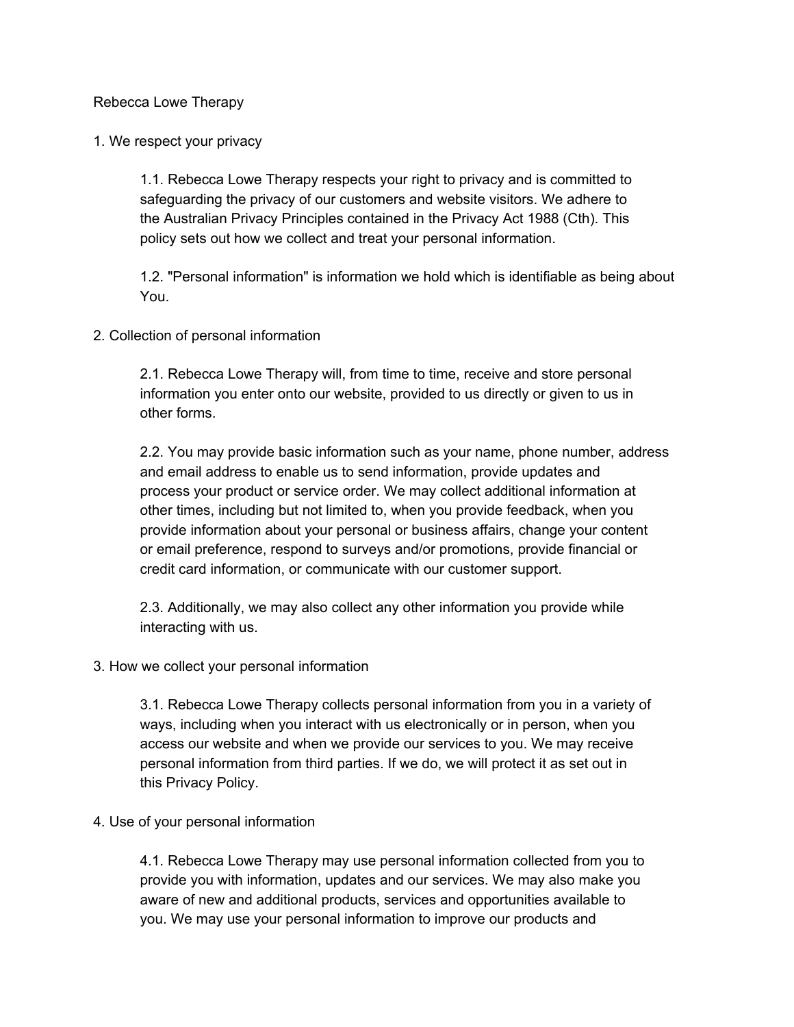Rebecca Lowe Therapy

## 1. We respect your privacy

1.1. Rebecca Lowe Therapy respects your right to privacy and is committed to safeguarding the privacy of our customers and website visitors. We adhere to the Australian Privacy Principles contained in the Privacy Act 1988 (Cth). This policy sets out how we collect and treat your personal information.

1.2. "Personal information" is information we hold which is identifiable as being about You.

## 2. Collection of personal information

2.1. Rebecca Lowe Therapy will, from time to time, receive and store personal information you enter onto our website, provided to us directly or given to us in other forms.

2.2. You may provide basic information such as your name, phone number, address and email address to enable us to send information, provide updates and process your product or service order. We may collect additional information at other times, including but not limited to, when you provide feedback, when you provide information about your personal or business affairs, change your content or email preference, respond to surveys and/or promotions, provide financial or credit card information, or communicate with our customer support.

2.3. Additionally, we may also collect any other information you provide while interacting with us.

## 3. How we collect your personal information

3.1. Rebecca Lowe Therapy collects personal information from you in a variety of ways, including when you interact with us electronically or in person, when you access our website and when we provide our services to you. We may receive personal information from third parties. If we do, we will protect it as set out in this Privacy Policy.

## 4. Use of your personal information

4.1. Rebecca Lowe Therapy may use personal information collected from you to provide you with information, updates and our services. We may also make you aware of new and additional products, services and opportunities available to you. We may use your personal information to improve our products and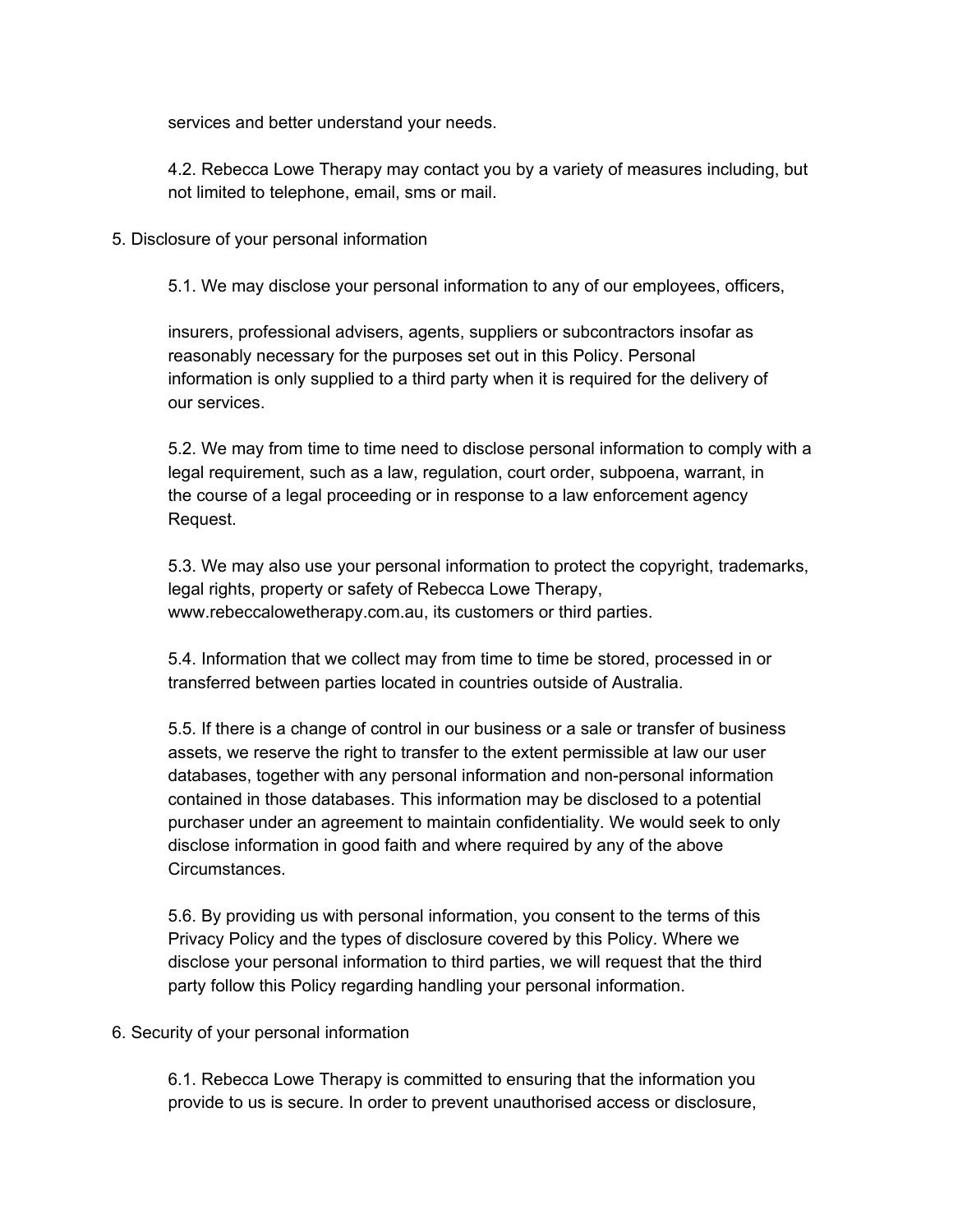services and better understand your needs.

4.2. Rebecca Lowe Therapy may contact you by a variety of measures including, but not limited to telephone, email, sms or mail.

## 5. Disclosure of your personal information

5.1. We may disclose your personal information to any of our employees, officers,

insurers, professional advisers, agents, suppliers or subcontractors insofar as reasonably necessary for the purposes set out in this Policy. Personal information is only supplied to a third party when it is required for the delivery of our services.

5.2. We may from time to time need to disclose personal information to comply with a legal requirement, such as a law, regulation, court order, subpoena, warrant, in the course of a legal proceeding or in response to a law enforcement agency Request.

5.3. We may also use your personal information to protect the copyright, trademarks, legal rights, property or safety of Rebecca Lowe Therapy, www.rebeccalowetherapy.com.au, its customers or third parties.

5.4. Information that we collect may from time to time be stored, processed in or transferred between parties located in countries outside of Australia.

5.5. If there is a change of control in our business or a sale or transfer of business assets, we reserve the right to transfer to the extent permissible at law our user databases, together with any personal information and non-personal information contained in those databases. This information may be disclosed to a potential purchaser under an agreement to maintain confidentiality. We would seek to only disclose information in good faith and where required by any of the above Circumstances.

5.6. By providing us with personal information, you consent to the terms of this Privacy Policy and the types of disclosure covered by this Policy. Where we disclose your personal information to third parties, we will request that the third party follow this Policy regarding handling your personal information.

## 6. Security of your personal information

6.1. Rebecca Lowe Therapy is committed to ensuring that the information you provide to us is secure. In order to prevent unauthorised access or disclosure,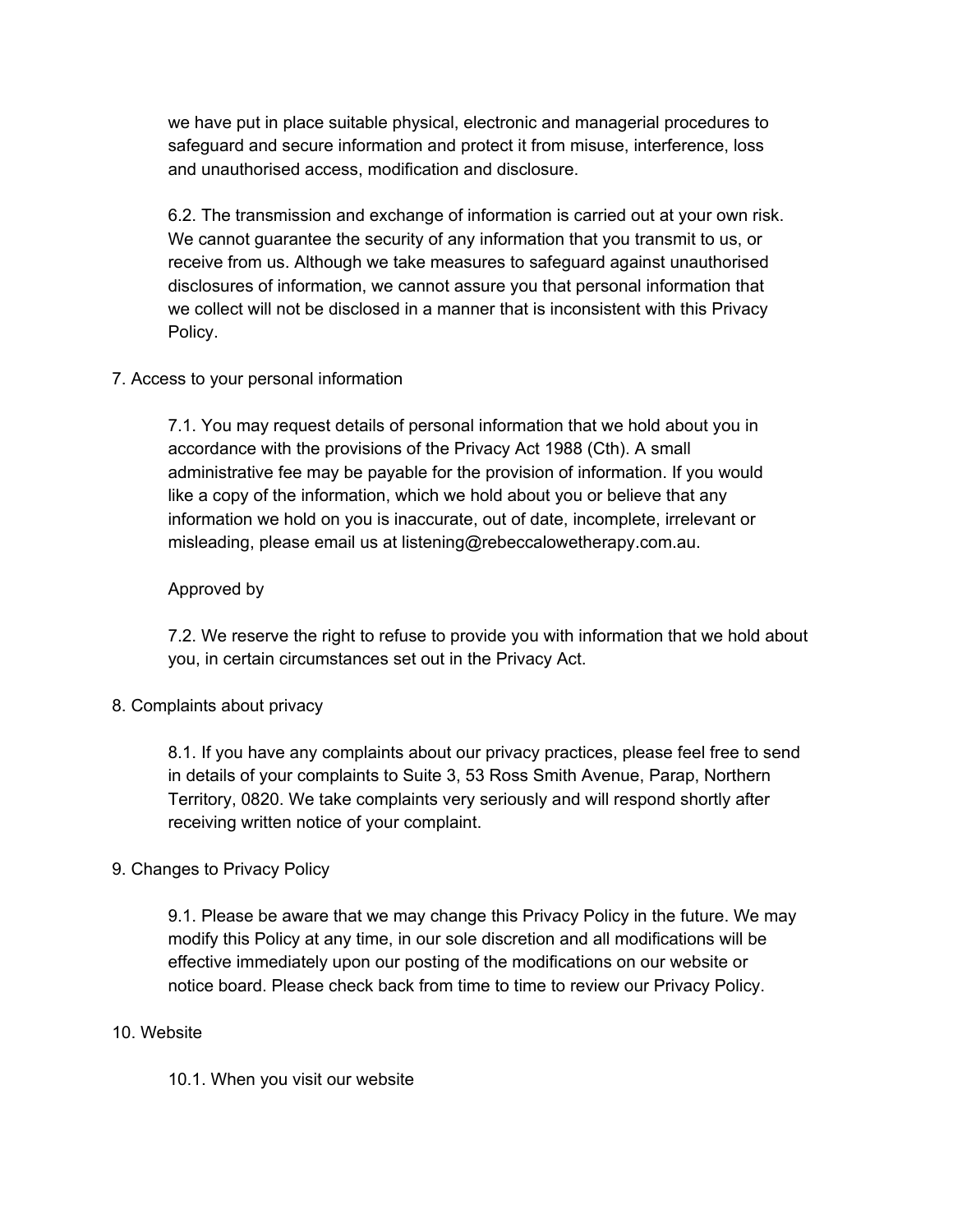we have put in place suitable physical, electronic and managerial procedures to safeguard and secure information and protect it from misuse, interference, loss and unauthorised access, modification and disclosure.

6.2. The transmission and exchange of information is carried out at your own risk. We cannot guarantee the security of any information that you transmit to us, or receive from us. Although we take measures to safeguard against unauthorised disclosures of information, we cannot assure you that personal information that we collect will not be disclosed in a manner that is inconsistent with this Privacy Policy.

7. Access to your personal information

7.1. You may request details of personal information that we hold about you in accordance with the provisions of the Privacy Act 1988 (Cth). A small administrative fee may be payable for the provision of information. If you would like a copy of the information, which we hold about you or believe that any information we hold on you is inaccurate, out of date, incomplete, irrelevant or misleading, please email us at listening@rebeccalowetherapy.com.au.

Approved by

7.2. We reserve the right to refuse to provide you with information that we hold about you, in certain circumstances set out in the Privacy Act.

8. Complaints about privacy

8.1. If you have any complaints about our privacy practices, please feel free to send in details of your complaints to Suite 3, 53 Ross Smith Avenue, Parap, Northern Territory, 0820. We take complaints very seriously and will respond shortly after receiving written notice of your complaint.

9. Changes to Privacy Policy

9.1. Please be aware that we may change this Privacy Policy in the future. We may modify this Policy at any time, in our sole discretion and all modifications will be effective immediately upon our posting of the modifications on our website or notice board. Please check back from time to time to review our Privacy Policy.

10. Website

10.1. When you visit our website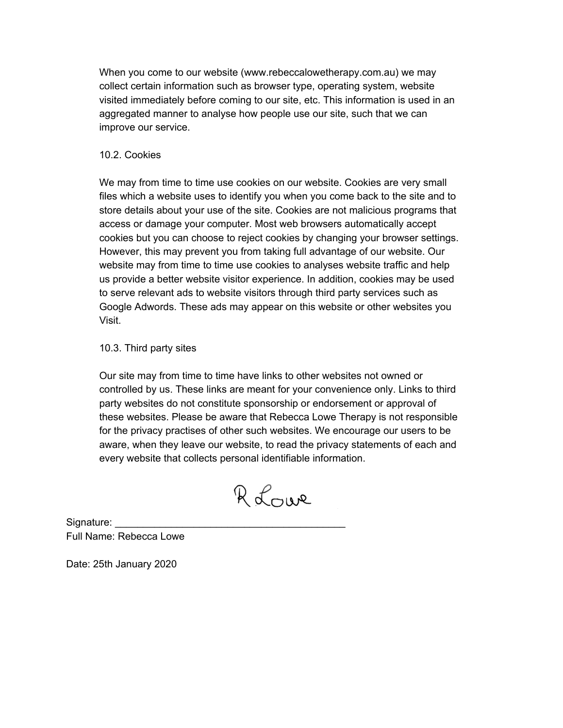When you come to our website (www.rebeccalowetherapy.com.au) we may collect certain information such as browser type, operating system, website visited immediately before coming to our site, etc. This information is used in an aggregated manner to analyse how people use our site, such that we can improve our service.

10.2. Cookies

We may from time to time use cookies on our website. Cookies are very small files which a website uses to identify you when you come back to the site and to store details about your use of the site. Cookies are not malicious programs that access or damage your computer. Most web browsers automatically accept cookies but you can choose to reject cookies by changing your browser settings. However, this may prevent you from taking full advantage of our website. Our website may from time to time use cookies to analyses website traffic and help us provide a better website visitor experience. In addition, cookies may be used to serve relevant ads to website visitors through third party services such as Google Adwords. These ads may appear on this website or other websites you Visit.

10.3. Third party sites

Our site may from time to time have links to other websites not owned or controlled by us. These links are meant for your convenience only. Links to third party websites do not constitute sponsorship or endorsement or approval of these websites. Please be aware that Rebecca Lowe Therapy is not responsible for the privacy practises of other such websites. We encourage our users to be aware, when they leave our website, to read the privacy statements of each and every website that collects personal identifiable information.

R Lowe

Signature: ________________________________________

Full Name: Rebecca Lowe

Date: 25th January 2020